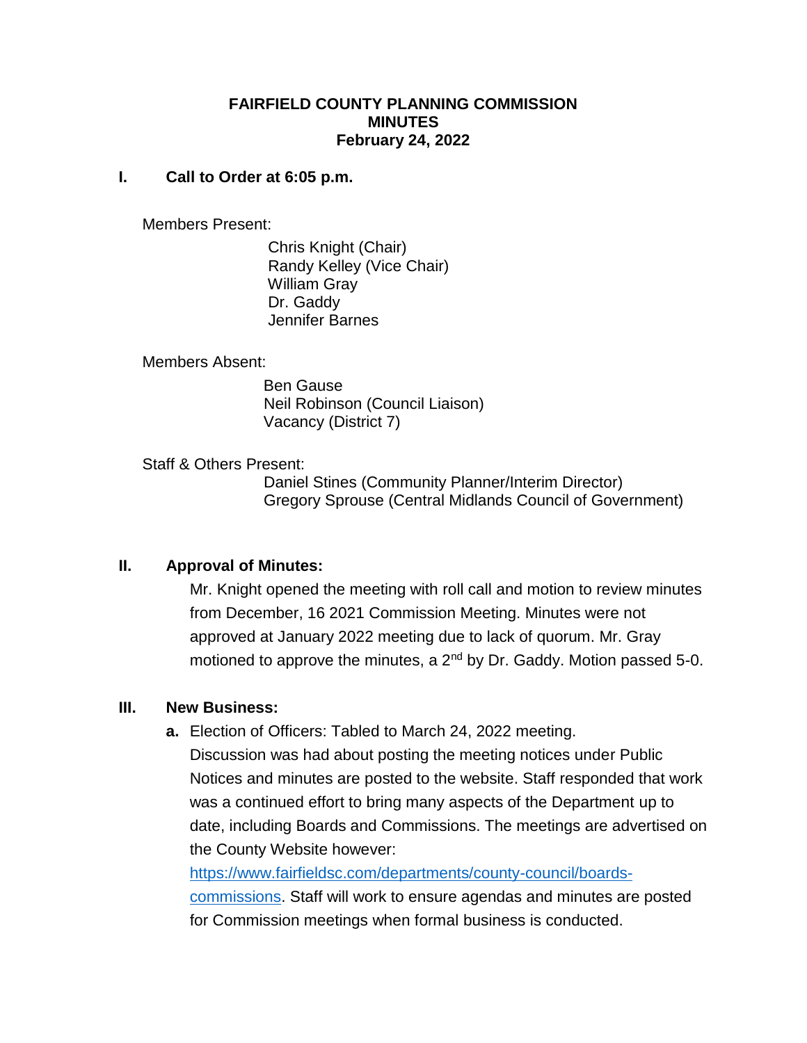# FAIRFIELD COUNTY PLANNING COMMISSION
## MINUTES
### February 24, 2022

## I. Call to Order at 6:05 p.m.

Members Present:

Chris Knight (Chair)
Randy Kelley (Vice Chair)
William Gray
Dr. Gaddy
Jennifer Barnes

Members Absent:

Ben Gause
Neil Robinson (Council Liaison)
Vacancy (District 7)

Staff & Others Present:

Daniel Stines (Community Planner/Interim Director)
Gregory Sprouse (Central Midlands Council of Government)

## II. Approval of Minutes:

Mr. Knight opened the meeting with roll call and motion to review minutes from December, 16 2021 Commission Meeting. Minutes were not approved at January 2022 meeting due to lack of quorum. Mr. Gray motioned to approve the minutes, a 2nd by Dr. Gaddy. Motion passed 5-0.

## III. New Business:

**a.** Election of Officers: Tabled to March 24, 2022 meeting.
Discussion was had about posting the meeting notices under Public Notices and minutes are posted to the website. Staff responded that work was a continued effort to bring many aspects of the Department up to date, including Boards and Commissions. The meetings are advertised on the County Website however: [https://www.fairfieldsc.com/departments/county-council/boards-commissions](https://www.fairfieldsc.com/departments/county-council/boards-commissions). Staff will work to ensure agendas and minutes are posted for Commission meetings when formal business is conducted.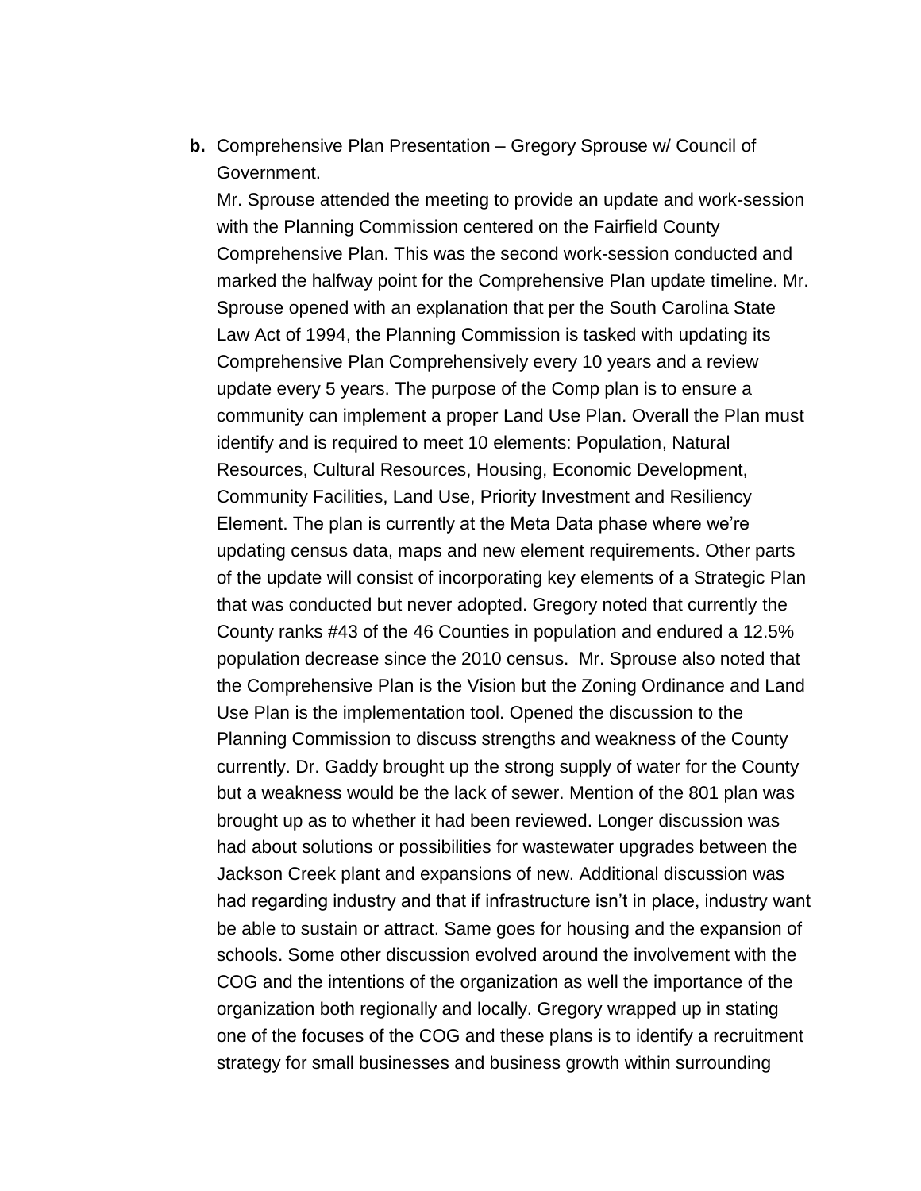**b.** Comprehensive Plan Presentation – Gregory Sprouse w/ Council of Government.

Mr. Sprouse attended the meeting to provide an update and work-session with the Planning Commission centered on the Fairfield County Comprehensive Plan. This was the second work-session conducted and marked the halfway point for the Comprehensive Plan update timeline. Mr. Sprouse opened with an explanation that per the South Carolina State Law Act of 1994, the Planning Commission is tasked with updating its Comprehensive Plan Comprehensively every 10 years and a review update every 5 years. The purpose of the Comp plan is to ensure a community can implement a proper Land Use Plan. Overall the Plan must identify and is required to meet 10 elements: Population, Natural Resources, Cultural Resources, Housing, Economic Development, Community Facilities, Land Use, Priority Investment and Resiliency Element. The plan is currently at the Meta Data phase where we're updating census data, maps and new element requirements. Other parts of the update will consist of incorporating key elements of a Strategic Plan that was conducted but never adopted. Gregory noted that currently the County ranks #43 of the 46 Counties in population and endured a 12.5% population decrease since the 2010 census. Mr. Sprouse also noted that the Comprehensive Plan is the Vision but the Zoning Ordinance and Land Use Plan is the implementation tool. Opened the discussion to the Planning Commission to discuss strengths and weakness of the County currently. Dr. Gaddy brought up the strong supply of water for the County but a weakness would be the lack of sewer. Mention of the 801 plan was brought up as to whether it had been reviewed. Longer discussion was had about solutions or possibilities for wastewater upgrades between the Jackson Creek plant and expansions of new. Additional discussion was had regarding industry and that if infrastructure isn't in place, industry want be able to sustain or attract. Same goes for housing and the expansion of schools. Some other discussion evolved around the involvement with the COG and the intentions of the organization as well the importance of the organization both regionally and locally. Gregory wrapped up in stating one of the focuses of the COG and these plans is to identify a recruitment strategy for small businesses and business growth within surrounding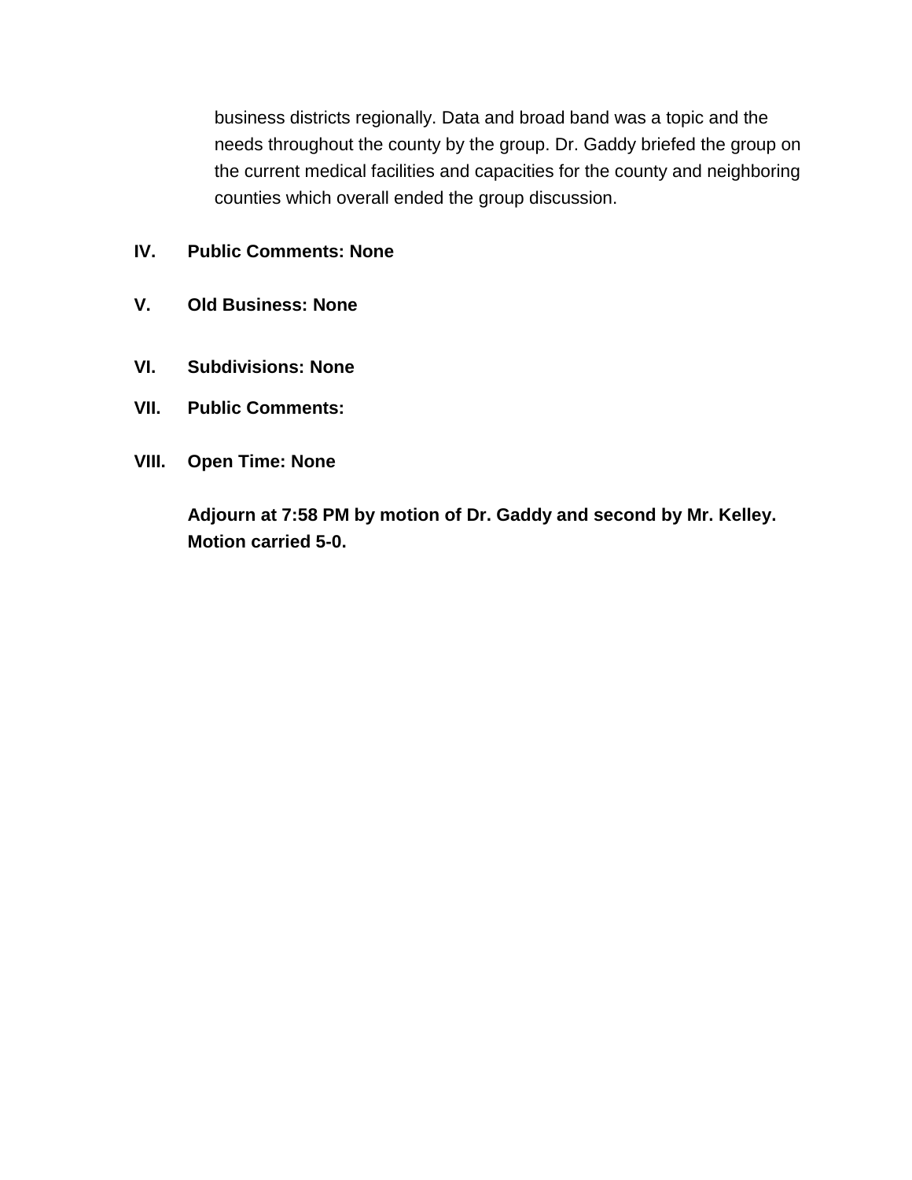business districts regionally. Data and broad band was a topic and the needs throughout the county by the group. Dr. Gaddy briefed the group on the current medical facilities and capacities for the county and neighboring counties which overall ended the group discussion.

**IV. Public Comments: None**

**V. Old Business: None**

**VI. Subdivisions: None**

**VII. Public Comments:**

**VIII. Open Time: None**

**Adjourn at 7:58 PM by motion of Dr. Gaddy and second by Mr. Kelley. Motion carried 5-0.**